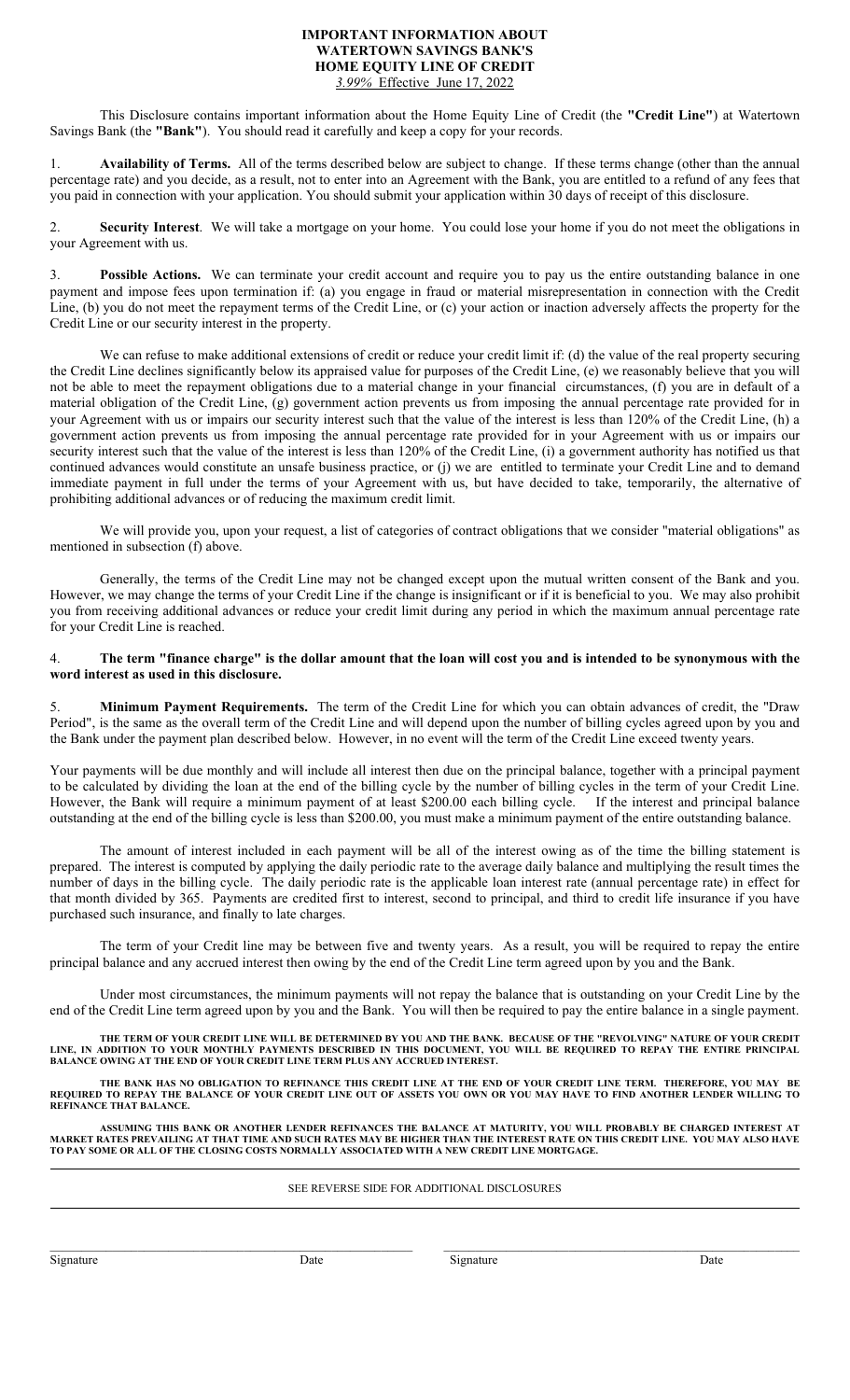# IMPORTANT INFORMATION ABOUT WATERTOWN SAVINGS BANK'S HOME EQUITY LINE OF CREDIT

*3.99%* Effective June 17, 2022

This Disclosure contains important information about the Home Equity Line of Credit (the **"Credit Line"**) at Watertown Savings Bank (the **"Bank"**). You should read it carefully and keep a copy for your records.

1. **Availability of Terms.** All of the terms described below are subject to change. If these terms change (other than the annual percentage rate) and you decide, as a result, not to enter into an Agreement with the Bank, you are entitled to a refund of any fees that you paid in connection with your application. You should submit your application within 30 days of receipt of this disclosure.

2. **Security Interest**. We will take a mortgage on your home. You could lose your home if you do not meet the obligations in your Agreement with us.

3. **Possible Actions.** We can terminate your credit account and require you to pay us the entire outstanding balance in one payment and impose fees upon termination if: (a) you engage in fraud or material misrepresentation in connection with the Credit Line, (b) you do not meet the repayment terms of the Credit Line, or (c) your action or inaction adversely affects the property for the Credit Line or our security interest in the property.

We can refuse to make additional extensions of credit or reduce your credit limit if: (d) the value of the real property securing the Credit Line declines significantly below its appraised value for purposes of the Credit Line, (e) we reasonably believe that you will not be able to meet the repayment obligations due to a material change in your financial circumstances, (f) you are in default of a material obligation of the Credit Line, (g) government action prevents us from imposing the annual percentage rate provided for in your Agreement with us or impairs our security interest such that the value of the interest is less than 120% of the Credit Line, (h) a government action prevents us from imposing the annual percentage rate provided for in your Agreement with us or impairs our security interest such that the value of the interest is less than 120% of the Credit Line, (i) a government authority has notified us that continued advances would constitute an unsafe business practice, or (j) we are entitled to terminate your Credit Line and to demand immediate payment in full under the terms of your Agreement with us, but have decided to take, temporarily, the alternative of prohibiting additional advances or of reducing the maximum credit limit.

We will provide you, upon your request, a list of categories of contract obligations that we consider "material obligations" as mentioned in subsection (f) above.

Generally, the terms of the Credit Line may not be changed except upon the mutual written consent of the Bank and you. However, we may change the terms of your Credit Line if the change is insignificant or if it is beneficial to you. We may also prohibit you from receiving additional advances or reduce your credit limit during any period in which the maximum annual percentage rate for your Credit Line is reached.

4. **The term "finance charge" is the dollar amount that the loan will cost you and is intended to be synonymous with the word interest as used in this disclosure.**

5. **Minimum Payment Requirements.** The term of the Credit Line for which you can obtain advances of credit, the "Draw Period", is the same as the overall term of the Credit Line and will depend upon the number of billing cycles agreed upon by you and the Bank under the payment plan described below. However, in no event will the term of the Credit Line exceed twenty years.

Your payments will be due monthly and will include all interest then due on the principal balance, together with a principal payment to be calculated by dividing the loan at the end of the billing cycle by the number of billing cycles in the term of your Credit Line. However, the Bank will require a minimum payment of at least $200.00 each billing cycle. If the interest and principal balance outstanding at the end of the billing cycle is less than $200.00, you must make a minimum payment of the entire outstanding balance.

The amount of interest included in each payment will be all of the interest owing as of the time the billing statement is prepared. The interest is computed by applying the daily periodic rate to the average daily balance and multiplying the result times the number of days in the billing cycle. The daily periodic rate is the applicable loan interest rate (annual percentage rate) in effect for that month divided by 365. Payments are credited first to interest, second to principal, and third to credit life insurance if you have purchased such insurance, and finally to late charges.

The term of your Credit line may be between five and twenty years. As a result, you will be required to repay the entire principal balance and any accrued interest then owing by the end of the Credit Line term agreed upon by you and the Bank.

Under most circumstances, the minimum payments will not repay the balance that is outstanding on your Credit Line by the end of the Credit Line term agreed upon by you and the Bank. You will then be required to pay the entire balance in a single payment.

**THE TERM OF YOUR CREDIT LINE WILL BE DETERMINED BY YOU AND THE BANK. BECAUSE OF THE "REVOLVING" NATURE OF YOUR CREDIT LINE, IN ADDITION TO YOUR MONTHLY PAYMENTS DESCRIBED IN THIS DOCUMENT, YOU WILL BE REQUIRED TO REPAY THE ENTIRE PRINCIPAL BALANCE OWING AT THE END OF YOUR CREDIT LINE TERM PLUS ANY ACCRUED INTEREST.**

**THE BANK HAS NO OBLIGATION TO REFINANCE THIS CREDIT LINE AT THE END OF YOUR CREDIT LINE TERM. THEREFORE, YOU MAY BE REQUIRED TO REPAY THE BALANCE OF YOUR CREDIT LINE OUT OF ASSETS YOU OWN OR YOU MAY HAVE TO FIND ANOTHER LENDER WILLING TO REFINANCE THAT BALANCE.**

**ASSUMING THIS BANK OR ANOTHER LENDER REFINANCES THE BALANCE AT MATURITY, YOU WILL PROBABLY BE CHARGED INTEREST AT MARKET RATES PREVAILING AT THAT TIME AND SUCH RATES MAY BE HIGHER THAN THE INTEREST RATE ON THIS CREDIT LINE. YOU MAY ALSO HAVE TO PAY SOME OR ALL OF THE CLOSING COSTS NORMALLY ASSOCIATED WITH A NEW CREDIT LINE MORTGAGE.**

---

SEE REVERSE SIDE FOR ADDITIONAL DISCLOSURES

---

| Signature | Date | Signature | Date |
|---|---|---|---|
| | | | |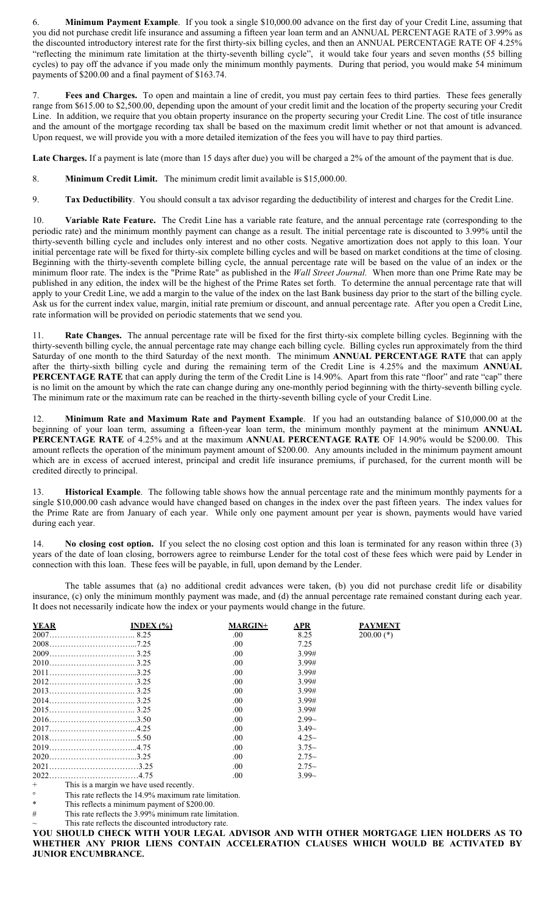6. **Minimum Payment Example**. If you took a single $10,000.00 advance on the first day of your Credit Line, assuming that you did not purchase credit life insurance and assuming a fifteen year loan term and an ANNUAL PERCENTAGE RATE of 3.99% as the discounted introductory interest rate for the first thirty-six billing cycles, and then an ANNUAL PERCENTAGE RATE OF 4.25% "reflecting the minimum rate limitation at the thirty-seventh billing cycle", it would take four years and seven months (55 billing cycles) to pay off the advance if you made only the minimum monthly payments. During that period, you would make 54 minimum payments of $200.00 and a final payment of $163.74.

7. **Fees and Charges.** To open and maintain a line of credit, you must pay certain fees to third parties. These fees generally range from $615.00 to $2,500.00, depending upon the amount of your credit limit and the location of the property securing your Credit Line. In addition, we require that you obtain property insurance on the property securing your Credit Line. The cost of title insurance and the amount of the mortgage recording tax shall be based on the maximum credit limit whether or not that amount is advanced. Upon request, we will provide you with a more detailed itemization of the fees you will have to pay third parties.

**Late Charges.** If a payment is late (more than 15 days after due) you will be charged a 2% of the amount of the payment that is due.

8. **Minimum Credit Limit.** The minimum credit limit available is $15,000.00.

9. **Tax Deductibility**. You should consult a tax advisor regarding the deductibility of interest and charges for the Credit Line.

10. **Variable Rate Feature.** The Credit Line has a variable rate feature, and the annual percentage rate (corresponding to the periodic rate) and the minimum monthly payment can change as a result. The initial percentage rate is discounted to 3.99% until the thirty-seventh billing cycle and includes only interest and no other costs. Negative amortization does not apply to this loan. Your initial percentage rate will be fixed for thirty-six complete billing cycles and will be based on market conditions at the time of closing. Beginning with the thirty-seventh complete billing cycle, the annual percentage rate will be based on the value of an index or the minimum floor rate. The index is the "Prime Rate" as published in the *Wall Street Journal.* When more than one Prime Rate may be published in any edition, the index will be the highest of the Prime Rates set forth. To determine the annual percentage rate that will apply to your Credit Line, we add a margin to the value of the index on the last Bank business day prior to the start of the billing cycle. Ask us for the current index value, margin, initial rate premium or discount, and annual percentage rate. After you open a Credit Line, rate information will be provided on periodic statements that we send you.

11. **Rate Changes.** The annual percentage rate will be fixed for the first thirty-six complete billing cycles. Beginning with the thirty-seventh billing cycle, the annual percentage rate may change each billing cycle. Billing cycles run approximately from the third Saturday of one month to the third Saturday of the next month. The minimum **ANNUAL PERCENTAGE RATE** that can apply after the thirty-sixth billing cycle and during the remaining term of the Credit Line is 4.25% and the maximum **ANNUAL PERCENTAGE RATE** that can apply during the term of the Credit Line is 14.90%. Apart from this rate "floor" and rate "cap" there is no limit on the amount by which the rate can change during any one-monthly period beginning with the thirty-seventh billing cycle. The minimum rate or the maximum rate can be reached in the thirty-seventh billing cycle of your Credit Line.

12. **Minimum Rate and Maximum Rate and Payment Example**. If you had an outstanding balance of $10,000.00 at the beginning of your loan term, assuming a fifteen-year loan term, the minimum monthly payment at the minimum **ANNUAL PERCENTAGE RATE** of 4.25% and at the maximum **ANNUAL PERCENTAGE RATE** OF 14.90% would be $200.00. This amount reflects the operation of the minimum payment amount of $200.00. Any amounts included in the minimum payment amount which are in excess of accrued interest, principal and credit life insurance premiums, if purchased, for the current month will be credited directly to principal.

13. **Historical Example**. The following table shows how the annual percentage rate and the minimum monthly payments for a single $10,000.00 cash advance would have changed based on changes in the index over the past fifteen years. The index values for the Prime Rate are from January of each year. While only one payment amount per year is shown, payments would have varied during each year.

14. **No closing cost option.** If you select the no closing cost option and this loan is terminated for any reason within three (3) years of the date of loan closing, borrowers agree to reimburse Lender for the total cost of these fees which were paid by Lender in connection with this loan. These fees will be payable, in full, upon demand by the Lender.

The table assumes that (a) no additional credit advances were taken, (b) you did not purchase credit life or disability insurance, (c) only the minimum monthly payment was made, and (d) the annual percentage rate remained constant during each year. It does not necessarily indicate how the index or your payments would change in the future.

| YEAR | INDEX (%) | MARGIN+ | APR | PAYMENT |
|---|---|---|---|---|
| 2007 | 8.25 | .00 | 8.25 | 200.00 (*) |
| 2008 | 7.25 | .00 | 7.25 | |
| 2009 | 3.25 | .00 | 3.99# | |
| 2010 | 3.25 | .00 | 3.99# | |
| 2011 | 3.25 | .00 | 3.99# | |
| 2012 | 3.25 | .00 | 3.99# | |
| 2013 | 3.25 | .00 | 3.99# | |
| 2014 | 3.25 | .00 | 3.99# | |
| 2015 | 3.25 | .00 | 3.99# | |
| 2016 | 3.50 | .00 | 2.99~ | |
| 2017 | 4.25 | .00 | 3.49~ | |
| 2018 | 5.50 | .00 | 4.25~ | |
| 2019 | 4.75 | .00 | 3.75~ | |
| 2020 | 3.25 | .00 | 2.75~ | |
| 2021 | 3.25 | .00 | 2.75~ | |
| 2022 | 4.75 | .00 | 3.99~ | |

\+ This is a margin we have used recently.

° This rate reflects the 14.9% maximum rate limitation.

\* This reflects a minimum payment of $200.00.

\# This rate reflects the 3.99% minimum rate limitation.

~ This rate reflects the discounted introductory rate.

**YOU SHOULD CHECK WITH YOUR LEGAL ADVISOR AND WITH OTHER MORTGAGE LIEN HOLDERS AS TO WHETHER ANY PRIOR LIENS CONTAIN ACCELERATION CLAUSES WHICH WOULD BE ACTIVATED BY JUNIOR ENCUMBRANCE.**